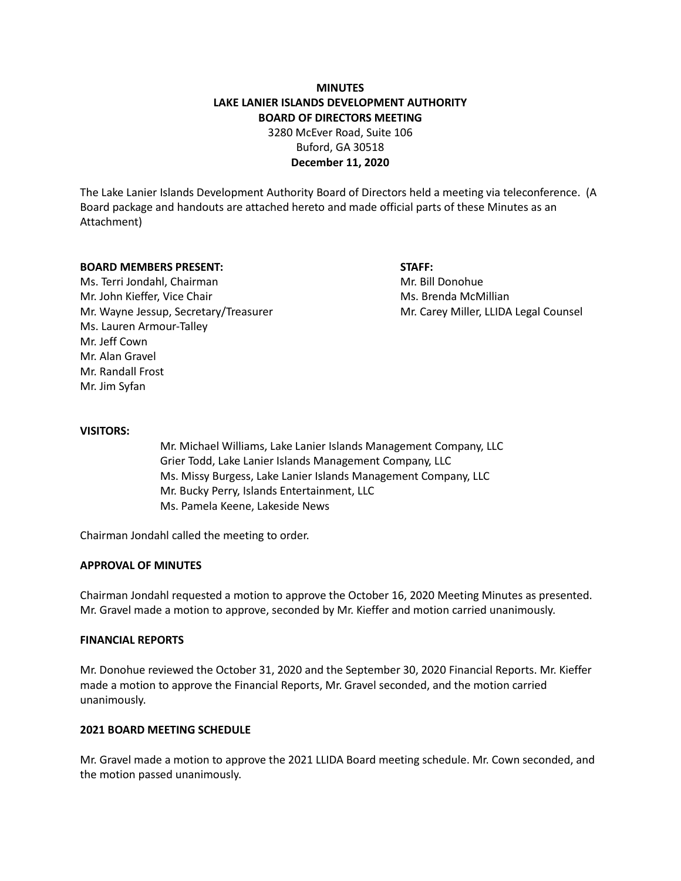**MINUTES**
**LAKE LANIER ISLANDS DEVELOPMENT AUTHORITY**
**BOARD OF DIRECTORS MEETING**
3280 McEver Road, Suite 106
Buford, GA 30518
**December 11, 2020**

The Lake Lanier Islands Development Authority Board of Directors held a meeting via teleconference. (A Board package and handouts are attached hereto and made official parts of these Minutes as an Attachment)

**BOARD MEMBERS PRESENT:**
Ms. Terri Jondahl, Chairman
Mr. John Kieffer, Vice Chair
Mr. Wayne Jessup, Secretary/Treasurer
Ms. Lauren Armour-Talley
Mr. Jeff Cown
Mr. Alan Gravel
Mr. Randall Frost
Mr. Jim Syfan

**STAFF:**
Mr. Bill Donohue
Ms. Brenda McMillian
Mr. Carey Miller, LLIDA Legal Counsel

**VISITORS:**

Mr. Michael Williams, Lake Lanier Islands Management Company, LLC
Grier Todd, Lake Lanier Islands Management Company, LLC
Ms. Missy Burgess, Lake Lanier Islands Management Company, LLC
Mr. Bucky Perry, Islands Entertainment, LLC
Ms. Pamela Keene, Lakeside News

Chairman Jondahl called the meeting to order.

**APPROVAL OF MINUTES**

Chairman Jondahl requested a motion to approve the October 16, 2020 Meeting Minutes as presented. Mr. Gravel made a motion to approve, seconded by Mr. Kieffer and motion carried unanimously.

**FINANCIAL REPORTS**

Mr. Donohue reviewed the October 31, 2020 and the September 30, 2020 Financial Reports. Mr. Kieffer made a motion to approve the Financial Reports, Mr. Gravel seconded, and the motion carried unanimously.

**2021 BOARD MEETING SCHEDULE**

Mr. Gravel made a motion to approve the 2021 LLIDA Board meeting schedule. Mr. Cown seconded, and the motion passed unanimously.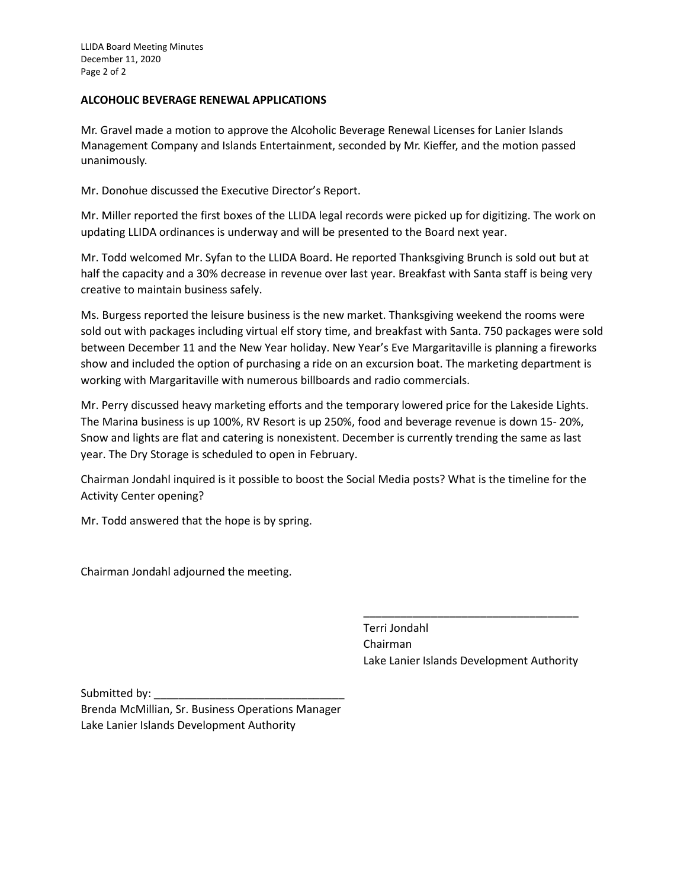## ALCOHOLIC BEVERAGE RENEWAL APPLICATIONS

Mr. Gravel made a motion to approve the Alcoholic Beverage Renewal Licenses for Lanier Islands Management Company and Islands Entertainment, seconded by Mr. Kieffer, and the motion passed unanimously.

Mr. Donohue discussed the Executive Director's Report.

Mr. Miller reported the first boxes of the LLIDA legal records were picked up for digitizing. The work on updating LLIDA ordinances is underway and will be presented to the Board next year.

Mr. Todd welcomed Mr. Syfan to the LLIDA Board. He reported Thanksgiving Brunch is sold out but at half the capacity and a 30% decrease in revenue over last year. Breakfast with Santa staff is being very creative to maintain business safely.

Ms. Burgess reported the leisure business is the new market. Thanksgiving weekend the rooms were sold out with packages including virtual elf story time, and breakfast with Santa. 750 packages were sold between December 11 and the New Year holiday. New Year's Eve Margaritaville is planning a fireworks show and included the option of purchasing a ride on an excursion boat. The marketing department is working with Margaritaville with numerous billboards and radio commercials.

Mr. Perry discussed heavy marketing efforts and the temporary lowered price for the Lakeside Lights. The Marina business is up 100%, RV Resort is up 250%, food and beverage revenue is down 15- 20%, Snow and lights are flat and catering is nonexistent. December is currently trending the same as last year. The Dry Storage is scheduled to open in February.

Chairman Jondahl inquired is it possible to boost the Social Media posts? What is the timeline for the Activity Center opening?

Mr. Todd answered that the hope is by spring.

Chairman Jondahl adjourned the meeting.

___________________________________
Terri Jondahl
Chairman
Lake Lanier Islands Development Authority

Submitted by: ______________________________
Brenda McMillian, Sr. Business Operations Manager
Lake Lanier Islands Development Authority